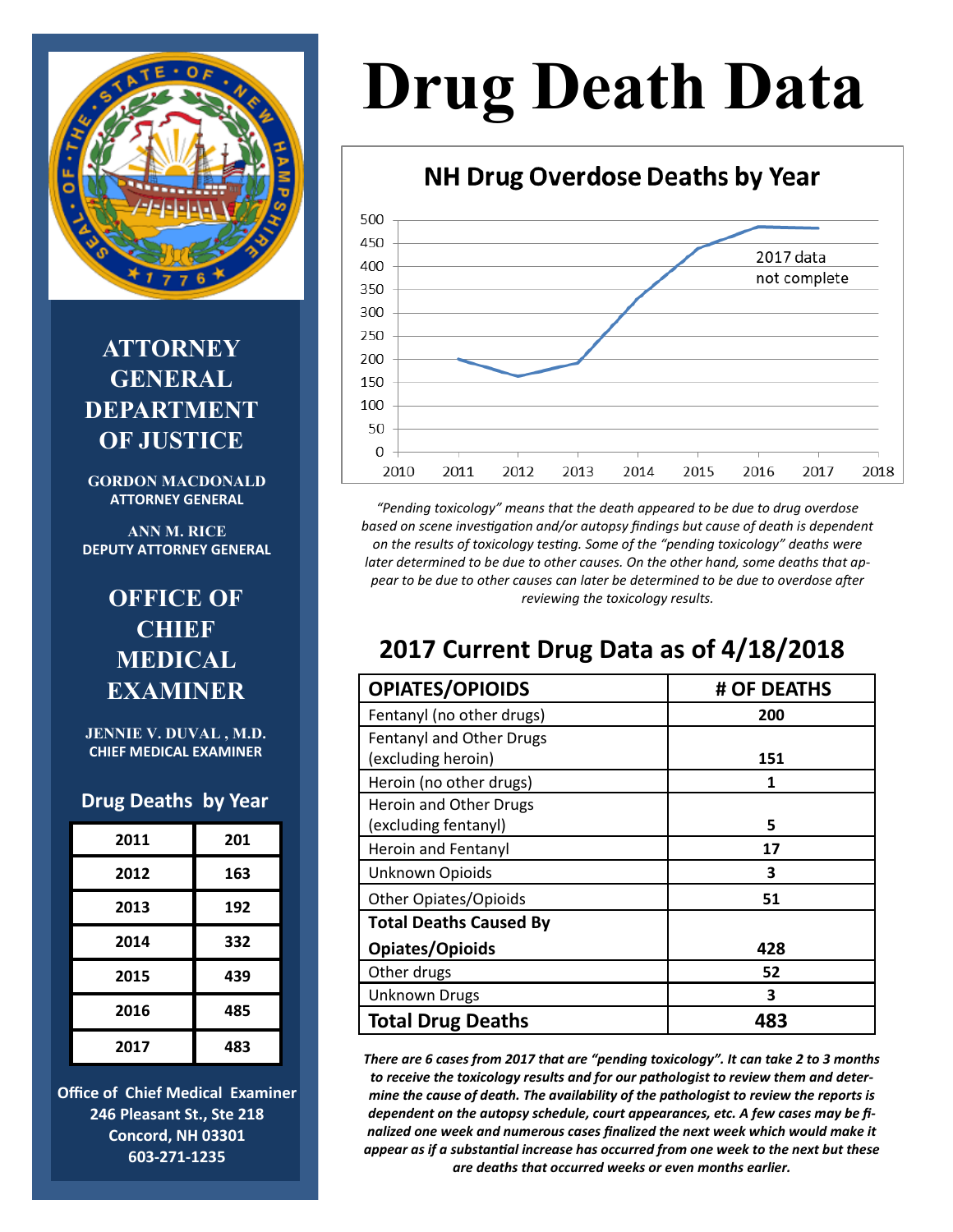# Drug Death Data

## NH Drug Overdose Deaths by Year

2017 data not complete

*"Pending toxicology" means that the death appeared to be due to drug overdose based on scene investigation and/or autopsy findings but cause of death is dependent on the results of toxicology testing. Some of the "pending toxicology" deaths were later determined to be due to other causes. On the other hand, some deaths that appear to be due to other causes can later be determined to be due to overdose after reviewing the toxicology results.*

## 2017 Current Drug Data as of 4/18/2018

| OPIATES/OPIOIDS | # OF DEATHS |
|---|---|
| Fentanyl (no other drugs) | **200** |
| Fentanyl and Other Drugs (excluding heroin) | **151** |
| Heroin (no other drugs) | **1** |
| Heroin and Other Drugs (excluding fentanyl) | **5** |
| Heroin and Fentanyl | **17** |
| Unknown Opioids | **3** |
| Other Opiates/Opioids | **51** |
| **Total Deaths Caused By Opiates/Opioids** | **428** |
| Other drugs | **52** |
| Unknown Drugs | **3** |
| **Total Drug Deaths** | **483** |

***There are 6 cases from 2017 that are "pending toxicology". It can take 2 to 3 months to receive the toxicology results and for our pathologist to review them and determine the cause of death. The availability of the pathologist to review the reports is dependent on the autopsy schedule, court appearances, etc. A few cases may be finalized one week and numerous cases finalized the next week which would make it appear as if a substantial increase has occurred from one week to the next but these are deaths that occurred weeks or even months earlier.***

**ATTORNEY GENERAL DEPARTMENT OF JUSTICE**

**GORDON MACDONALD**
**ATTORNEY GENERAL**

**ANN M. RICE**
**DEPUTY ATTORNEY GENERAL**

**OFFICE OF CHIEF MEDICAL EXAMINER**

**JENNIE V. DUVAL , M.D.**
**CHIEF MEDICAL EXAMINER**

### Drug Deaths by Year

| Year | Deaths |
|---|---|
| 2011 | 201 |
| 2012 | 163 |
| 2013 | 192 |
| 2014 | 332 |
| 2015 | 439 |
| 2016 | 485 |
| 2017 | 483 |

**Office of Chief Medical Examiner**
**246 Pleasant St., Ste 218**
**Concord, NH 03301**
**603-271-1235**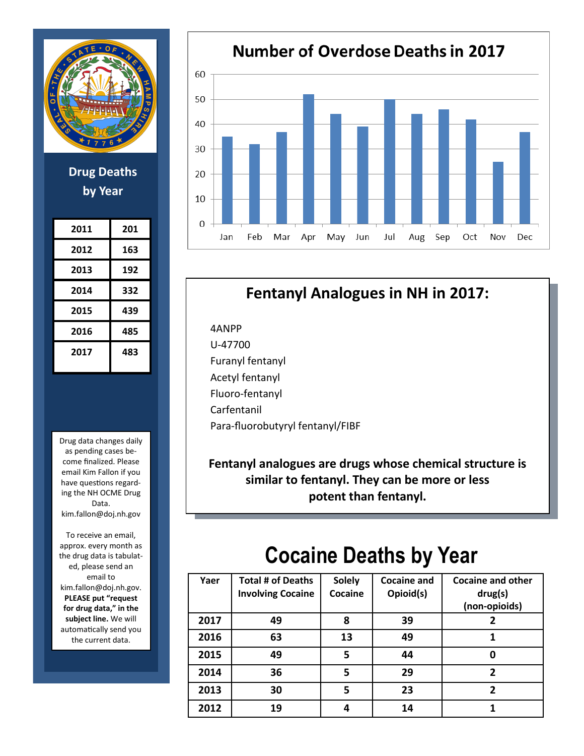## Drug Deaths by Year

| Year | Deaths |
|---|---|
| 2011 | 201 |
| 2012 | 163 |
| 2013 | 192 |
| 2014 | 332 |
| 2015 | 439 |
| 2016 | 485 |
| 2017 | 483 |

Drug data changes daily as pending cases become finalized. Please email Kim Fallon if you have questions regarding the NH OCME Drug Data. kim.fallon@doj.nh.gov

To receive an email, approx. every month as the drug data is tabulated, please send an email to kim.fallon@doj.nh.gov. **PLEASE put "request for drug data," in the subject line.** We will automatically send you the current data.

## Number of Overdose Deaths in 2017

| Month | Deaths |
|---|---|
| Jan | 35 |
| Feb | 32 |
| Mar | 37 |
| Apr | 52 |
| May | 44 |
| Jun | 39 |
| Jul | 50 |
| Aug | 44 |
| Sep | 46 |
| Oct | 42 |
| Nov | 25 |
| Dec | 37 |

## Fentanyl Analogues in NH in 2017:

4ANPP
U-47700
Furanyl fentanyl
Acetyl fentanyl
Fluoro-fentanyl
Carfentanil
Para-fluorobutyryl fentanyl/FIBF

**Fentanyl analogues are drugs whose chemical structure is similar to fentanyl. They can be more or less potent than fentanyl.**

# Cocaine Deaths by Year

| Yaer | Total # of Deaths Involving Cocaine | Solely Cocaine | Cocaine and Opioid(s) | Cocaine and other drug(s) (non-opioids) |
|---|---|---|---|---|
| 2017 | 49 | 8 | 39 | 2 |
| 2016 | 63 | 13 | 49 | 1 |
| 2015 | 49 | 5 | 44 | 0 |
| 2014 | 36 | 5 | 29 | 2 |
| 2013 | 30 | 5 | 23 | 2 |
| 2012 | 19 | 4 | 14 | 1 |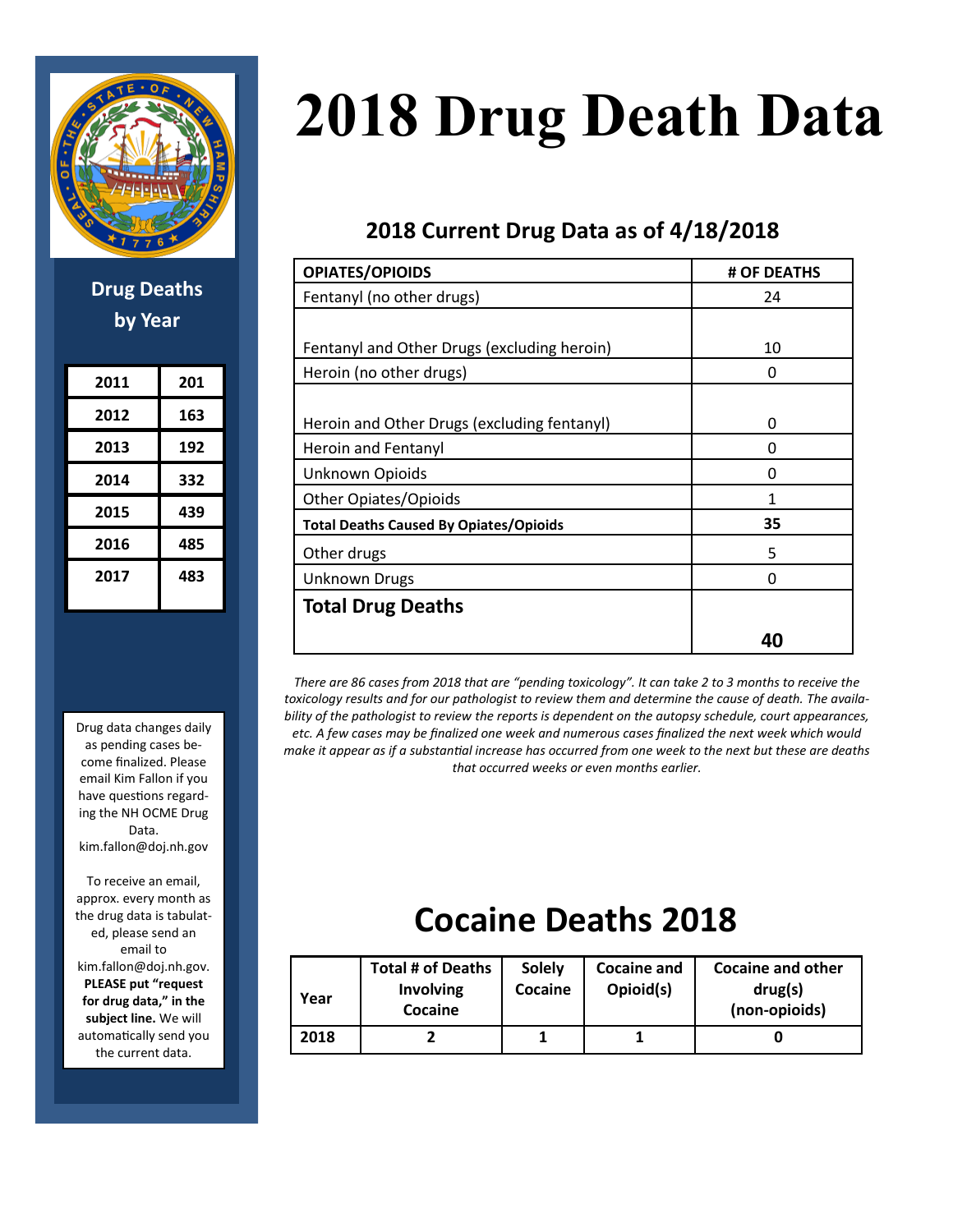# 2018 Drug Death Data

## 2018 Current Drug Data as of 4/18/2018

| OPIATES/OPIOIDS | # OF DEATHS |
|---|---|
| Fentanyl (no other drugs) | 24 |
| Fentanyl and Other Drugs (excluding heroin) | 10 |
| Heroin (no other drugs) | 0 |
| Heroin and Other Drugs (excluding fentanyl) | 0 |
| Heroin and Fentanyl | 0 |
| Unknown Opioids | 0 |
| Other Opiates/Opioids | 1 |
| **Total Deaths Caused By Opiates/Opioids** | **35** |
| Other drugs | 5 |
| Unknown Drugs | 0 |
| **Total Drug Deaths** | **40** |

*There are 86 cases from 2018 that are "pending toxicology". It can take 2 to 3 months to receive the toxicology results and for our pathologist to review them and determine the cause of death. The availability of the pathologist to review the reports is dependent on the autopsy schedule, court appearances, etc. A few cases may be finalized one week and numerous cases finalized the next week which would make it appear as if a substantial increase has occurred from one week to the next but these are deaths that occurred weeks or even months earlier.*

## Cocaine Deaths 2018

| Year | Total # of Deaths Involving Cocaine | Solely Cocaine | Cocaine and Opioid(s) | Cocaine and other drug(s) (non-opioids) |
|---|---|---|---|---|
| 2018 | 2 | 1 | 1 | 0 |

## Drug Deaths by Year

| | |
|---|---|
| 2011 | 201 |
| 2012 | 163 |
| 2013 | 192 |
| 2014 | 332 |
| 2015 | 439 |
| 2016 | 485 |
| 2017 | 483 |

Drug data changes daily as pending cases become finalized. Please email Kim Fallon if you have questions regarding the NH OCME Drug Data. kim.fallon@doj.nh.gov

To receive an email, approx. every month as the drug data is tabulated, please send an email to kim.fallon@doj.nh.gov. **PLEASE put "request for drug data," in the subject line.** We will automatically send you the current data.